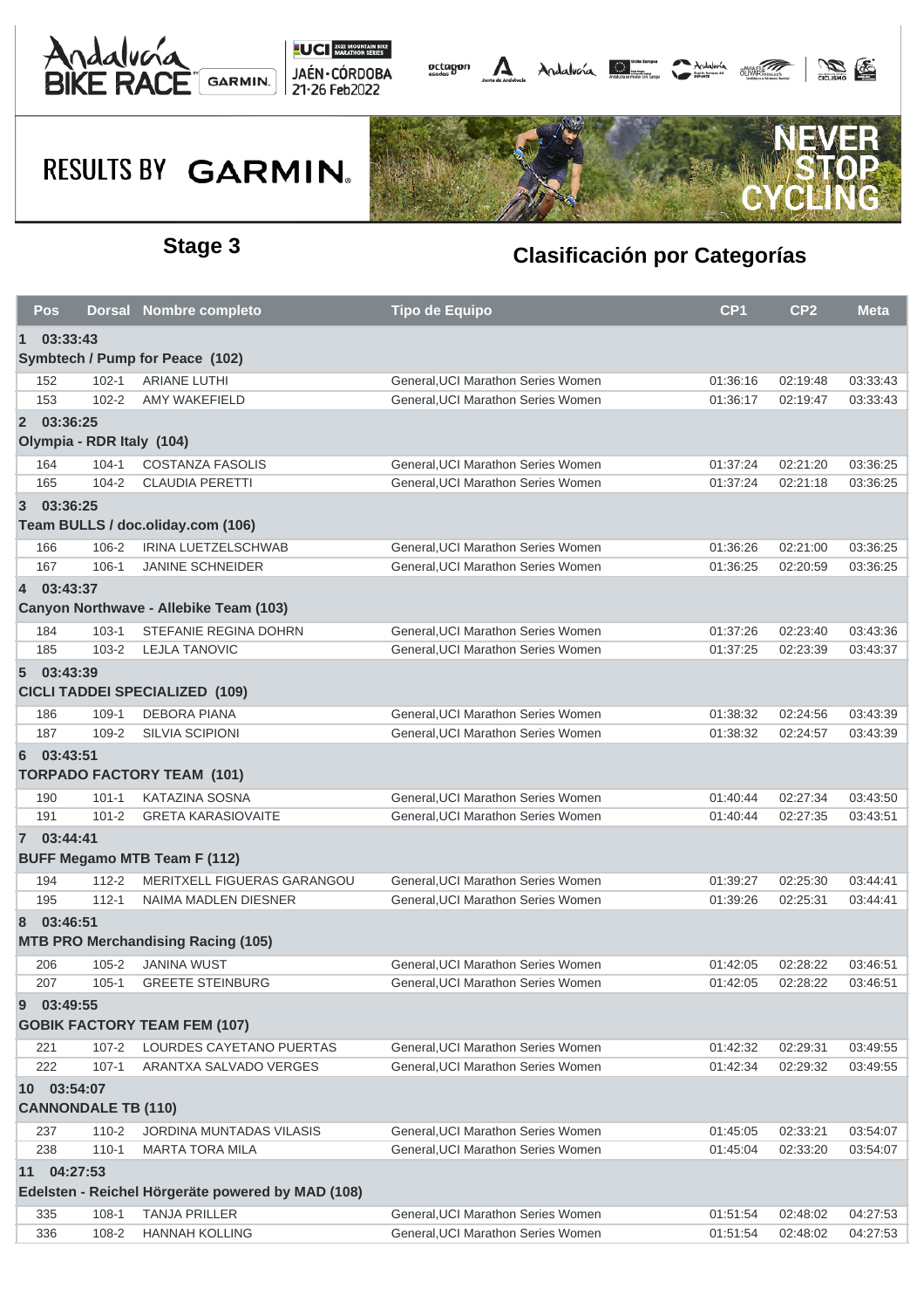RESULTS BY GARMIN

## Stage 3

## Clasificación por Categorías

| Pos | Dorsal | Nombre completo | Tipo de Equipo | CP1 | CP2 | Meta |
|---|---|---|---|---|---|---|
| **1 03:33:43** | | | | | | |
| **Symbtech / Pump for Peace (102)** | | | | | | |
| 152 | 102-1 | ARIANE LUTHI | General,UCI Marathon Series Women | 01:36:16 | 02:19:48 | 03:33:43 |
| 153 | 102-2 | AMY WAKEFIELD | General,UCI Marathon Series Women | 01:36:17 | 02:19:47 | 03:33:43 |
| **2 03:36:25** | | | | | | |
| **Olympia - RDR Italy (104)** | | | | | | |
| 164 | 104-1 | COSTANZA FASOLIS | General,UCI Marathon Series Women | 01:37:24 | 02:21:20 | 03:36:25 |
| 165 | 104-2 | CLAUDIA PERETTI | General,UCI Marathon Series Women | 01:37:24 | 02:21:18 | 03:36:25 |
| **3 03:36:25** | | | | | | |
| **Team BULLS / doc.oliday.com (106)** | | | | | | |
| 166 | 106-2 | IRINA LUETZELSCHWAB | General,UCI Marathon Series Women | 01:36:26 | 02:21:00 | 03:36:25 |
| 167 | 106-1 | JANINE SCHNEIDER | General,UCI Marathon Series Women | 01:36:25 | 02:20:59 | 03:36:25 |
| **4 03:43:37** | | | | | | |
| **Canyon Northwave - Allebike Team (103)** | | | | | | |
| 184 | 103-1 | STEFANIE REGINA DOHRN | General,UCI Marathon Series Women | 01:37:26 | 02:23:40 | 03:43:36 |
| 185 | 103-2 | LEJLA TANOVIC | General,UCI Marathon Series Women | 01:37:25 | 02:23:39 | 03:43:37 |
| **5 03:43:39** | | | | | | |
| **CICLI TADDEI SPECIALIZED (109)** | | | | | | |
| 186 | 109-1 | DEBORA PIANA | General,UCI Marathon Series Women | 01:38:32 | 02:24:56 | 03:43:39 |
| 187 | 109-2 | SILVIA SCIPIONI | General,UCI Marathon Series Women | 01:38:32 | 02:24:57 | 03:43:39 |
| **6 03:43:51** | | | | | | |
| **TORPADO FACTORY TEAM (101)** | | | | | | |
| 190 | 101-1 | KATAZINA SOSNA | General,UCI Marathon Series Women | 01:40:44 | 02:27:34 | 03:43:50 |
| 191 | 101-2 | GRETA KARASIOVAITE | General,UCI Marathon Series Women | 01:40:44 | 02:27:35 | 03:43:51 |
| **7 03:44:41** | | | | | | |
| **BUFF Megamo MTB Team F (112)** | | | | | | |
| 194 | 112-2 | MERITXELL FIGUERAS GARANGOU | General,UCI Marathon Series Women | 01:39:27 | 02:25:30 | 03:44:41 |
| 195 | 112-1 | NAIMA MADLEN DIESNER | General,UCI Marathon Series Women | 01:39:26 | 02:25:31 | 03:44:41 |
| **8 03:46:51** | | | | | | |
| **MTB PRO Merchandising Racing (105)** | | | | | | |
| 206 | 105-2 | JANINA WUST | General,UCI Marathon Series Women | 01:42:05 | 02:28:22 | 03:46:51 |
| 207 | 105-1 | GREETE STEINBURG | General,UCI Marathon Series Women | 01:42:05 | 02:28:22 | 03:46:51 |
| **9 03:49:55** | | | | | | |
| **GOBIK FACTORY TEAM FEM (107)** | | | | | | |
| 221 | 107-2 | LOURDES CAYETANO PUERTAS | General,UCI Marathon Series Women | 01:42:32 | 02:29:31 | 03:49:55 |
| 222 | 107-1 | ARANTXA SALVADO VERGES | General,UCI Marathon Series Women | 01:42:34 | 02:29:32 | 03:49:55 |
| **10 03:54:07** | | | | | | |
| **CANNONDALE TB (110)** | | | | | | |
| 237 | 110-2 | JORDINA MUNTADAS VILASIS | General,UCI Marathon Series Women | 01:45:05 | 02:33:21 | 03:54:07 |
| 238 | 110-1 | MARTA TORA MILA | General,UCI Marathon Series Women | 01:45:04 | 02:33:20 | 03:54:07 |
| **11 04:27:53** | | | | | | |
| **Edelsten - Reichel Hörgeräte powered by MAD (108)** | | | | | | |
| 335 | 108-1 | TANJA PRILLER | General,UCI Marathon Series Women | 01:51:54 | 02:48:02 | 04:27:53 |
| 336 | 108-2 | HANNAH KOLLING | General,UCI Marathon Series Women | 01:51:54 | 02:48:02 | 04:27:53 |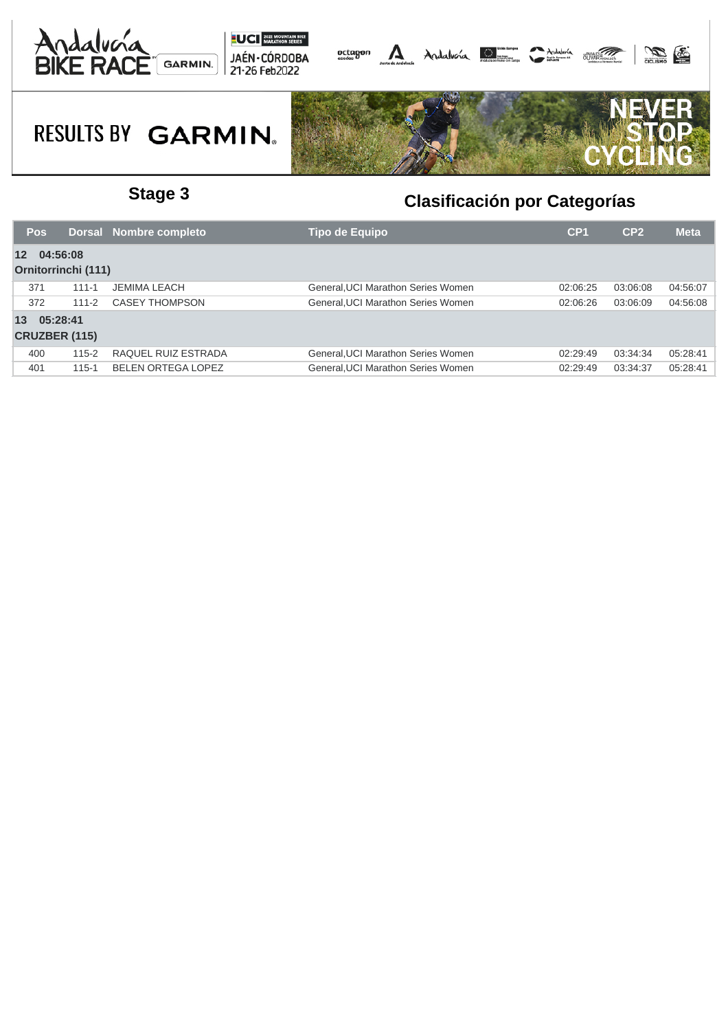## Stage 3

## Clasificación por Categorías

| Pos | Dorsal | Nombre completo | Tipo de Equipo | CP1 | CP2 | Meta |
|---|---|---|---|---|---|---|
| **12 04:56:08 Ornitorrinchi (111)** | | | | | | |
| 371 | 111-1 | JEMIMA LEACH | General,UCI Marathon Series Women | 02:06:25 | 03:06:08 | 04:56:07 |
| 372 | 111-2 | CASEY THOMPSON | General,UCI Marathon Series Women | 02:06:26 | 03:06:09 | 04:56:08 |
| **13 05:28:41 CRUZBER (115)** | | | | | | |
| 400 | 115-2 | RAQUEL RUIZ ESTRADA | General,UCI Marathon Series Women | 02:29:49 | 03:34:34 | 05:28:41 |
| 401 | 115-1 | BELEN ORTEGA LOPEZ | General,UCI Marathon Series Women | 02:29:49 | 03:34:37 | 05:28:41 |